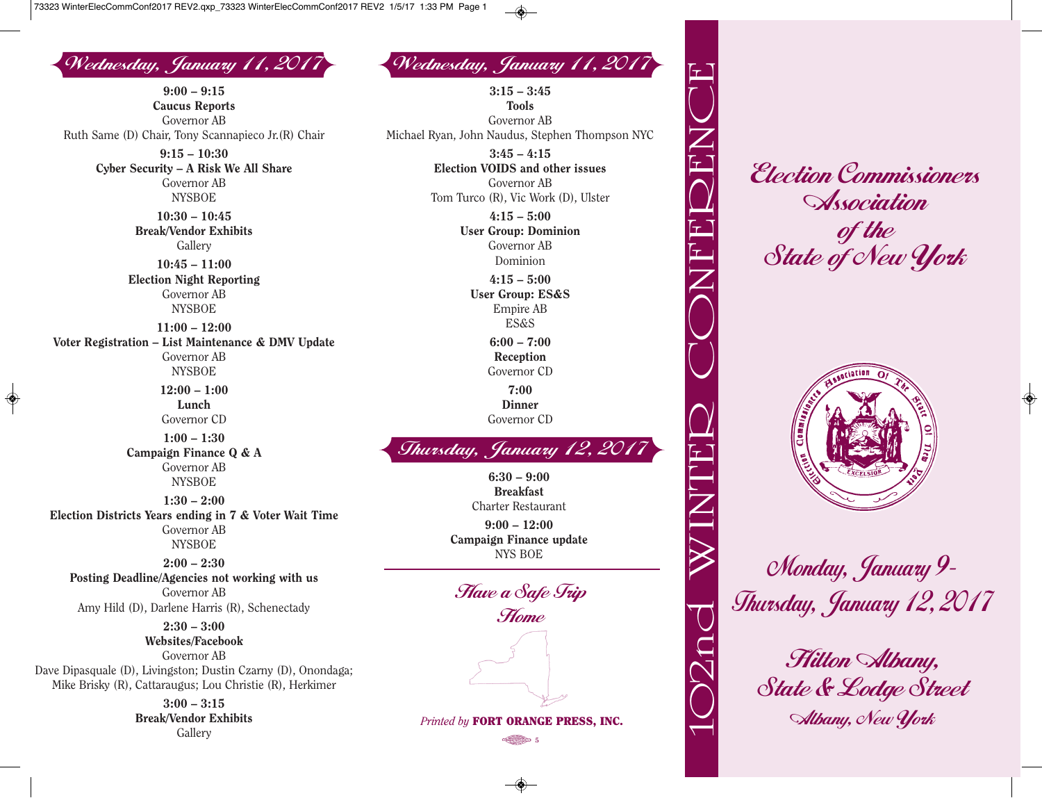## Wednesday, January 11, 2017

**9:00 – 9:15**
**Caucus Reports**
Governor AB
Ruth Same (D) Chair, Tony Scannapieco Jr.(R) Chair

**9:15 – 10:30**
**Cyber Security – A Risk We All Share**
Governor AB
NYSBOE

**10:30 – 10:45**
**Break/Vendor Exhibits**
Gallery

**10:45 – 11:00**
**Election Night Reporting**
Governor AB
NYSBOE

**11:00 – 12:00**
**Voter Registration – List Maintenance & DMV Update**
Governor AB
NYSBOE

**12:00 – 1:00**
**Lunch**
Governor CD

**1:00 – 1:30**
**Campaign Finance Q & A**
Governor AB
NYSBOE

**1:30 – 2:00**
**Election Districts Years ending in 7 & Voter Wait Time**
Governor AB
NYSBOE

**2:00 – 2:30**
**Posting Deadline/Agencies not working with us**
Governor AB
Amy Hild (D), Darlene Harris (R), Schenectady

**2:30 – 3:00**
**Websites/Facebook**
Governor AB
Dave Dipasquale (D), Livingston; Dustin Czarny (D), Onondaga; Mike Brisky (R), Cattaraugus; Lou Christie (R), Herkimer

**3:00 – 3:15**
**Break/Vendor Exhibits**
Gallery

## Wednesday, January 11, 2017

**3:15 – 3:45**
**Tools**
Governor AB
Michael Ryan, John Naudus, Stephen Thompson NYC

**3:45 – 4:15**
**Election VOIDS and other issues**
Governor AB
Tom Turco (R), Vic Work (D), Ulster

**4:15 – 5:00**
**User Group: Dominion**
Governor AB
Dominion

**4:15 – 5:00**
**User Group: ES&S**
Empire AB
ES&S

**6:00 – 7:00**
**Reception**
Governor CD

**7:00**
**Dinner**
Governor CD

## Thursday, January 12, 2017

**6:30 – 9:00**
**Breakfast**
Charter Restaurant

**9:00 – 12:00**
**Campaign Finance update**
NYS BOE

---

*Have a Safe Trip Home*

*Printed by* **FORT ORANGE PRESS, INC.**

# 102nd WINTER CONFERENCE

# *Election Commissioners Association of the State of New York*

*Monday, January 9- Thursday, January 12, 2017*

*Hilton Albany, State & Lodge Street*
*Albany, New York*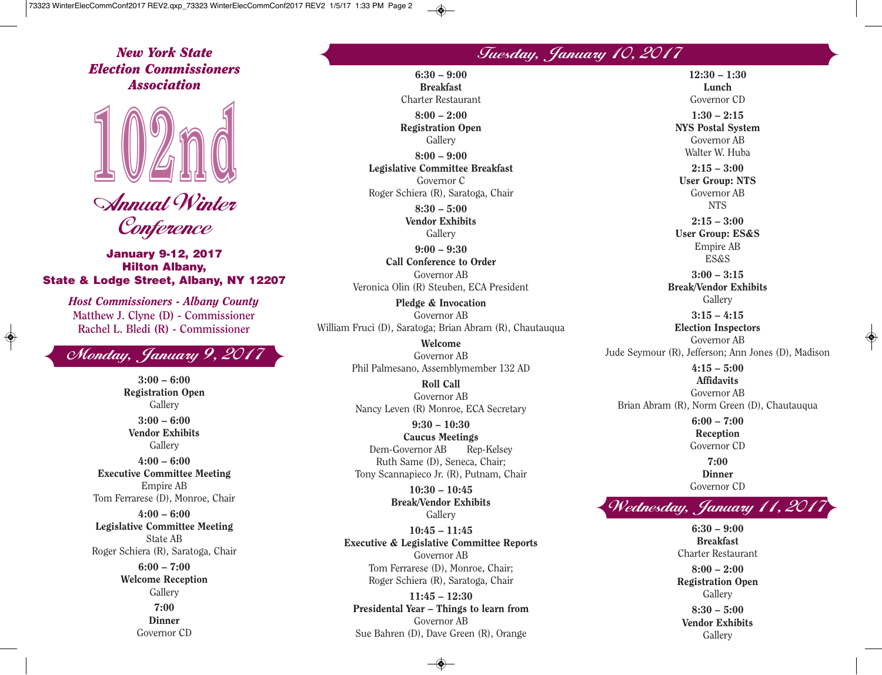*New York State Election Commissioners Association*

# 102nd Annual Winter Conference

**January 9-12, 2017**
**Hilton Albany,**
**State & Lodge Street, Albany, NY 12207**

*Host Commissioners - Albany County*
Matthew J. Clyne (D) - Commissioner
Rachel L. Bledi (R) - Commissioner

## Monday, January 9, 2017

**3:00 – 6:00**
**Registration Open**
Gallery

**3:00 – 6:00**
**Vendor Exhibits**
Gallery

**4:00 – 6:00**
**Executive Committee Meeting**
Empire AB
Tom Ferrarese (D), Monroe, Chair

**4:00 – 6:00**
**Legislative Committee Meeting**
State AB
Roger Schiera (R), Saratoga, Chair

**6:00 – 7:00**
**Welcome Reception**
Gallery

**7:00**
**Dinner**
Governor CD

## Tuesday, January 10, 2017

**6:30 – 9:00**
**Breakfast**
Charter Restaurant

**8:00 – 2:00**
**Registration Open**
Gallery

**8:00 – 9:00**
**Legislative Committee Breakfast**
Governor C
Roger Schiera (R), Saratoga, Chair

**8:30 – 5:00**
**Vendor Exhibits**
Gallery

**9:00 – 9:30**
**Call Conference to Order**
Governor AB
Veronica Olin (R) Steuben, ECA President

**Pledge & Invocation**
Governor AB
William Fruci (D), Saratoga; Brian Abram (R), Chautauqua

**Welcome**
Governor AB
Phil Palmesano, Assemblymember 132 AD

**Roll Call**
Governor AB
Nancy Leven (R) Monroe, ECA Secretary

**9:30 – 10:30**
**Caucus Meetings**
Dem-Governor AB Rep-Kelsey
Ruth Same (D), Seneca, Chair;
Tony Scannapieco Jr. (R), Putnam, Chair

**10:30 – 10:45**
**Break/Vendor Exhibits**
Gallery

**10:45 – 11:45**
**Executive & Legislative Committee Reports**
Governor AB
Tom Ferrarese (D), Monroe, Chair;
Roger Schiera (R), Saratoga, Chair

**11:45 – 12:30**
**Presidental Year – Things to learn from**
Governor AB
Sue Bahren (D), Dave Green (R), Orange

**12:30 – 1:30**
**Lunch**
Governor CD

**1:30 – 2:15**
**NYS Postal System**
Governor AB
Walter W. Huba

**2:15 – 3:00**
**User Group: NTS**
Governor AB
NTS

**2:15 – 3:00**
**User Group: ES&S**
Empire AB
ES&S

**3:00 – 3:15**
**Break/Vendor Exhibits**
Gallery

**3:15 – 4:15**
**Election Inspectors**
Governor AB
Jude Seymour (R), Jefferson; Ann Jones (D), Madison

**4:15 – 5:00**
**Affidavits**
Governor AB
Brian Abram (R), Norm Green (D), Chautauqua

**6:00 – 7:00**
**Reception**
Governor CD

**7:00**
**Dinner**
Governor CD

## Wednesday, January 11, 2017

**6:30 – 9:00**
**Breakfast**
Charter Restaurant

**8:00 – 2:00**
**Registration Open**
Gallery

**8:30 – 5:00**
**Vendor Exhibits**
Gallery